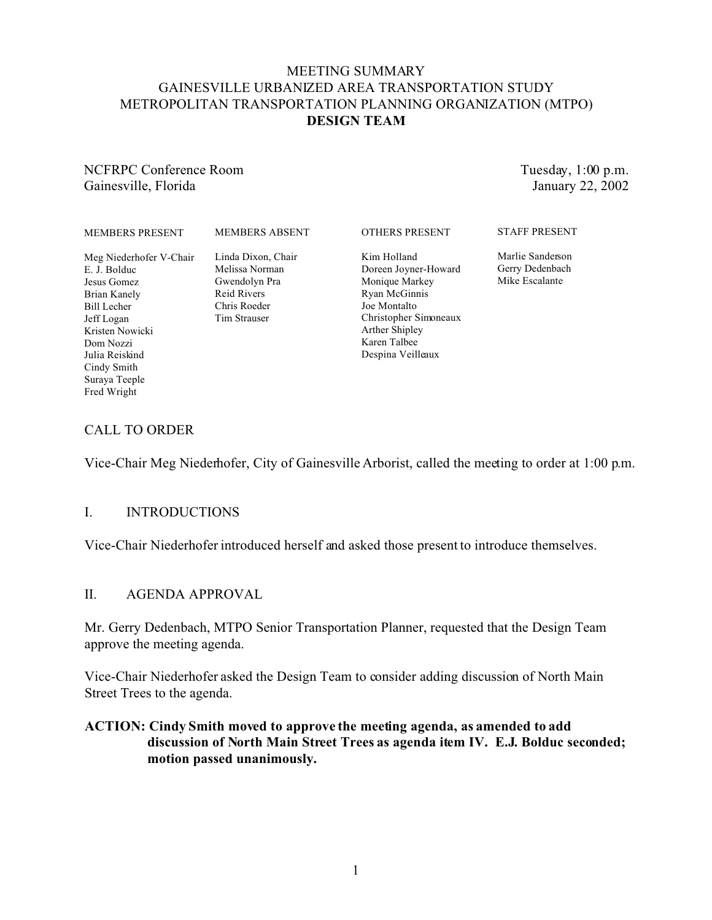# MEETING SUMMARY
# GAINESVILLE URBANIZED AREA TRANSPORTATION STUDY
# METROPOLITAN TRANSPORTATION PLANNING ORGANIZATION (MTPO)
# DESIGN TEAM

NCFRPC Conference Room
Gainesville, Florida

Tuesday, 1:00 p.m.
January 22, 2002

| MEMBERS PRESENT | MEMBERS ABSENT | OTHERS PRESENT | STAFF PRESENT |
|---|---|---|---|
| Meg Niederhofer V-Chair | Linda Dixon, Chair | Kim Holland | Marlie Sanderson |
| E. J. Bolduc | Melissa Norman | Doreen Joyner-Howard | Gerry Dedenbach |
| Jesus Gomez | Gwendolyn Pra | Monique Markey | Mike Escalante |
| Brian Kanely | Reid Rivers | Ryan McGinnis | |
| Bill Lecher | Chris Roeder | Joe Montalto | |
| Jeff Logan | Tim Strauser | Christopher Simoneaux | |
| Kristen Nowicki | | Arther Shipley | |
| Dom Nozzi | | Karen Talbee | |
| Julia Reiskind | | Despina Veilleaux | |
| Cindy Smith | | | |
| Suraya Teeple | | | |
| Fred Wright | | | |

## CALL TO ORDER

Vice-Chair Meg Niederhofer, City of Gainesville Arborist, called the meeting to order at 1:00 p.m.

## I. INTRODUCTIONS

Vice-Chair Niederhofer introduced herself and asked those present to introduce themselves.

## II. AGENDA APPROVAL

Mr. Gerry Dedenbach, MTPO Senior Transportation Planner, requested that the Design Team approve the meeting agenda.

Vice-Chair Niederhofer asked the Design Team to consider adding discussion of North Main Street Trees to the agenda.

**ACTION: Cindy Smith moved to approve the meeting agenda, as amended to add discussion of North Main Street Trees as agenda item IV. E.J. Bolduc seconded; motion passed unanimously.**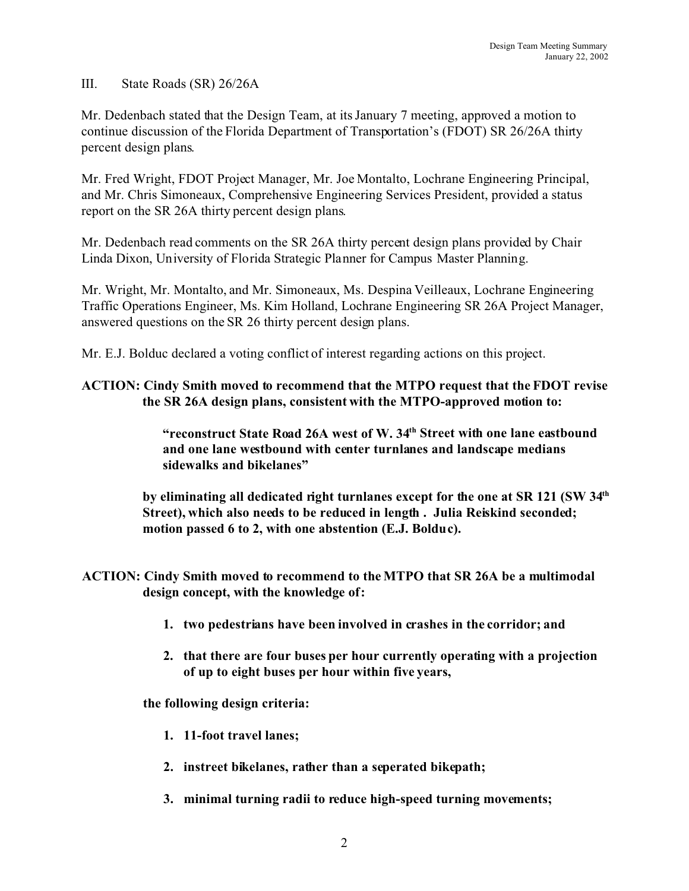III. State Roads (SR) 26/26A

Mr. Dedenbach stated that the Design Team, at its January 7 meeting, approved a motion to continue discussion of the Florida Department of Transportation's (FDOT) SR 26/26A thirty percent design plans.

Mr. Fred Wright, FDOT Project Manager, Mr. Joe Montalto, Lochrane Engineering Principal, and Mr. Chris Simoneaux, Comprehensive Engineering Services President, provided a status report on the SR 26A thirty percent design plans.

Mr. Dedenbach read comments on the SR 26A thirty percent design plans provided by Chair Linda Dixon, University of Florida Strategic Planner for Campus Master Planning.

Mr. Wright, Mr. Montalto, and Mr. Simoneaux, Ms. Despina Veilleaux, Lochrane Engineering Traffic Operations Engineer, Ms. Kim Holland, Lochrane Engineering SR 26A Project Manager, answered questions on the SR 26 thirty percent design plans.

Mr. E.J. Bolduc declared a voting conflict of interest regarding actions on this project.

**ACTION: Cindy Smith moved to recommend that the MTPO request that the FDOT revise the SR 26A design plans, consistent with the MTPO-approved motion to:**

> **"reconstruct State Road 26A west of W. 34th Street with one lane eastbound and one lane westbound with center turnlanes and landscape medians sidewalks and bikelanes"**

**by eliminating all dedicated right turnlanes except for the one at SR 121 (SW 34th Street), which also needs to be reduced in length . Julia Reiskind seconded; motion passed 6 to 2, with one abstention (E.J. Bolduc).**

**ACTION: Cindy Smith moved to recommend to the MTPO that SR 26A be a multimodal design concept, with the knowledge of:**

1. **two pedestrians have been involved in crashes in the corridor; and**
2. **that there are four buses per hour currently operating with a projection of up to eight buses per hour within five years,**

**the following design criteria:**

1. **11-foot travel lanes;**
2. **instreet bikelanes, rather than a seperated bikepath;**
3. **minimal turning radii to reduce high-speed turning movements;**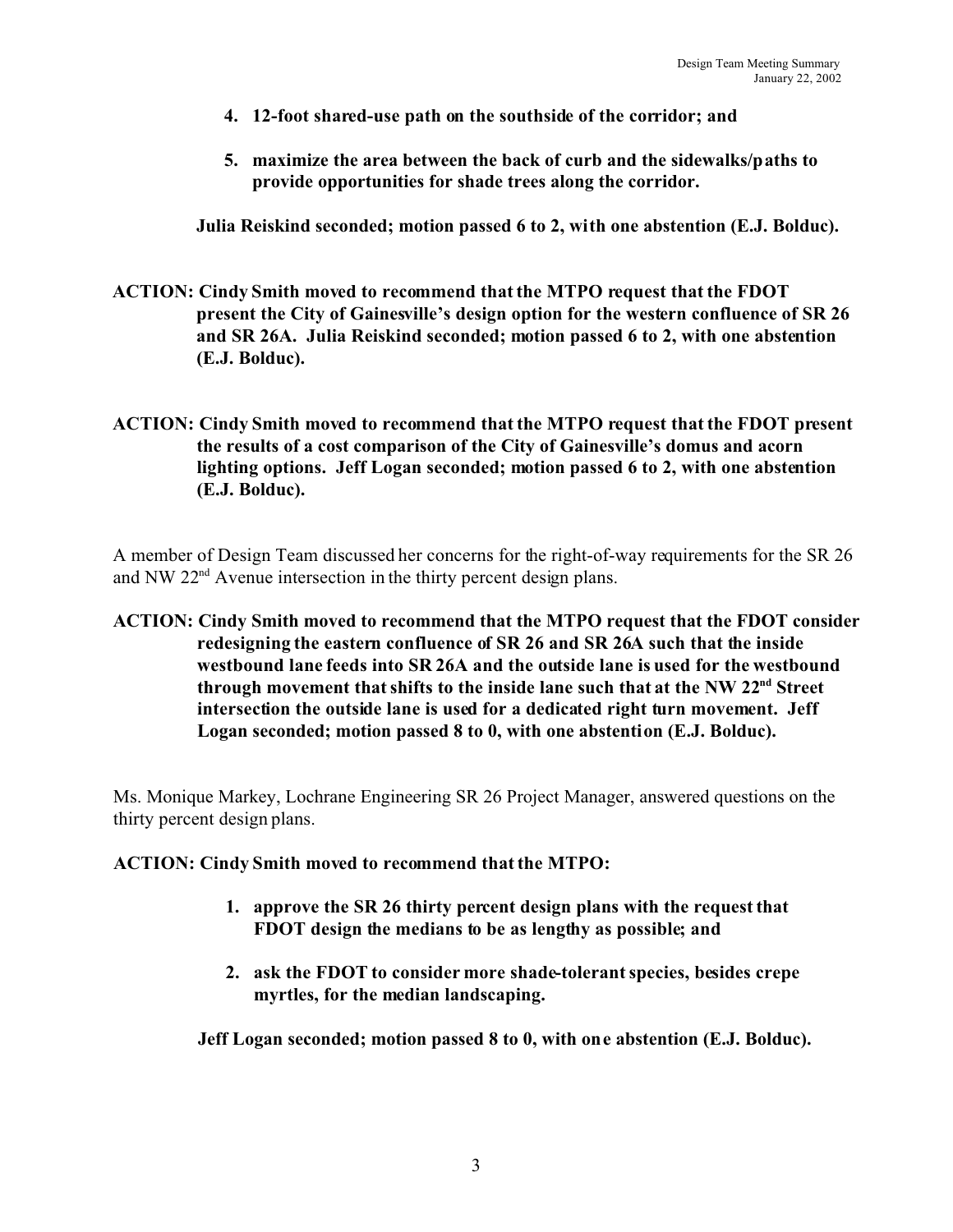4. **12-foot shared-use path on the southside of the corridor; and**

5. **maximize the area between the back of curb and the sidewalks/paths to provide opportunities for shade trees along the corridor.**

**Julia Reiskind seconded; motion passed 6 to 2, with one abstention (E.J. Bolduc).**

**ACTION: Cindy Smith moved to recommend that the MTPO request that the FDOT present the City of Gainesville's design option for the western confluence of SR 26 and SR 26A. Julia Reiskind seconded; motion passed 6 to 2, with one abstention (E.J. Bolduc).**

**ACTION: Cindy Smith moved to recommend that the MTPO request that the FDOT present the results of a cost comparison of the City of Gainesville's domus and acorn lighting options. Jeff Logan seconded; motion passed 6 to 2, with one abstention (E.J. Bolduc).**

A member of Design Team discussed her concerns for the right-of-way requirements for the SR 26 and NW 22nd Avenue intersection in the thirty percent design plans.

**ACTION: Cindy Smith moved to recommend that the MTPO request that the FDOT consider redesigning the eastern confluence of SR 26 and SR 26A such that the inside westbound lane feeds into SR 26A and the outside lane is used for the westbound through movement that shifts to the inside lane such that at the NW 22nd Street intersection the outside lane is used for a dedicated right turn movement. Jeff Logan seconded; motion passed 8 to 0, with one abstention (E.J. Bolduc).**

Ms. Monique Markey, Lochrane Engineering SR 26 Project Manager, answered questions on the thirty percent design plans.

**ACTION: Cindy Smith moved to recommend that the MTPO:**

1. **approve the SR 26 thirty percent design plans with the request that FDOT design the medians to be as lengthy as possible; and**

2. **ask the FDOT to consider more shade-tolerant species, besides crepe myrtles, for the median landscaping.**

**Jeff Logan seconded; motion passed 8 to 0, with one abstention (E.J. Bolduc).**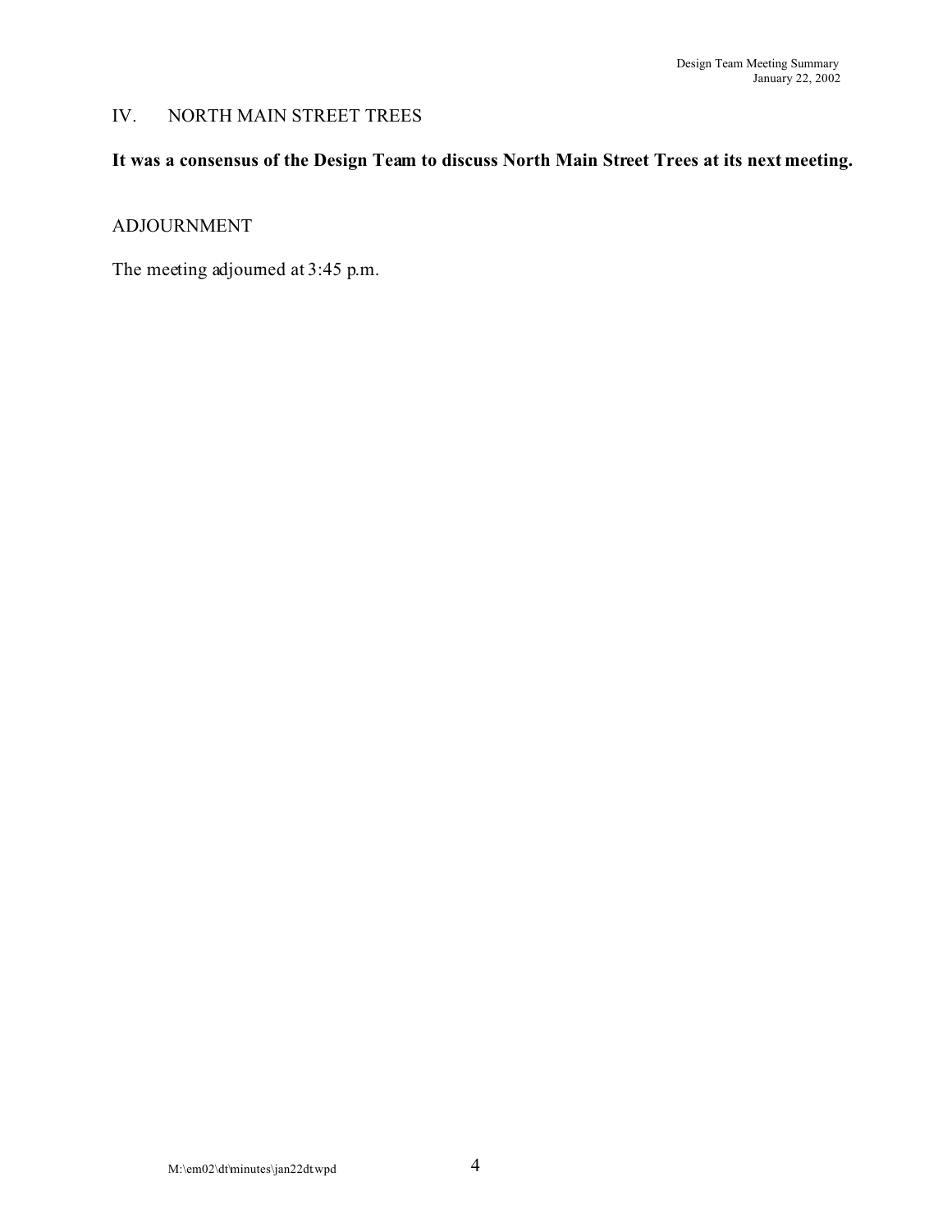## IV. NORTH MAIN STREET TREES

**It was a consensus of the Design Team to discuss North Main Street Trees at its next meeting.**

## ADJOURNMENT

The meeting adjourned at 3:45 p.m.

M:\em02\dt\minutes\jan22dt.wpd